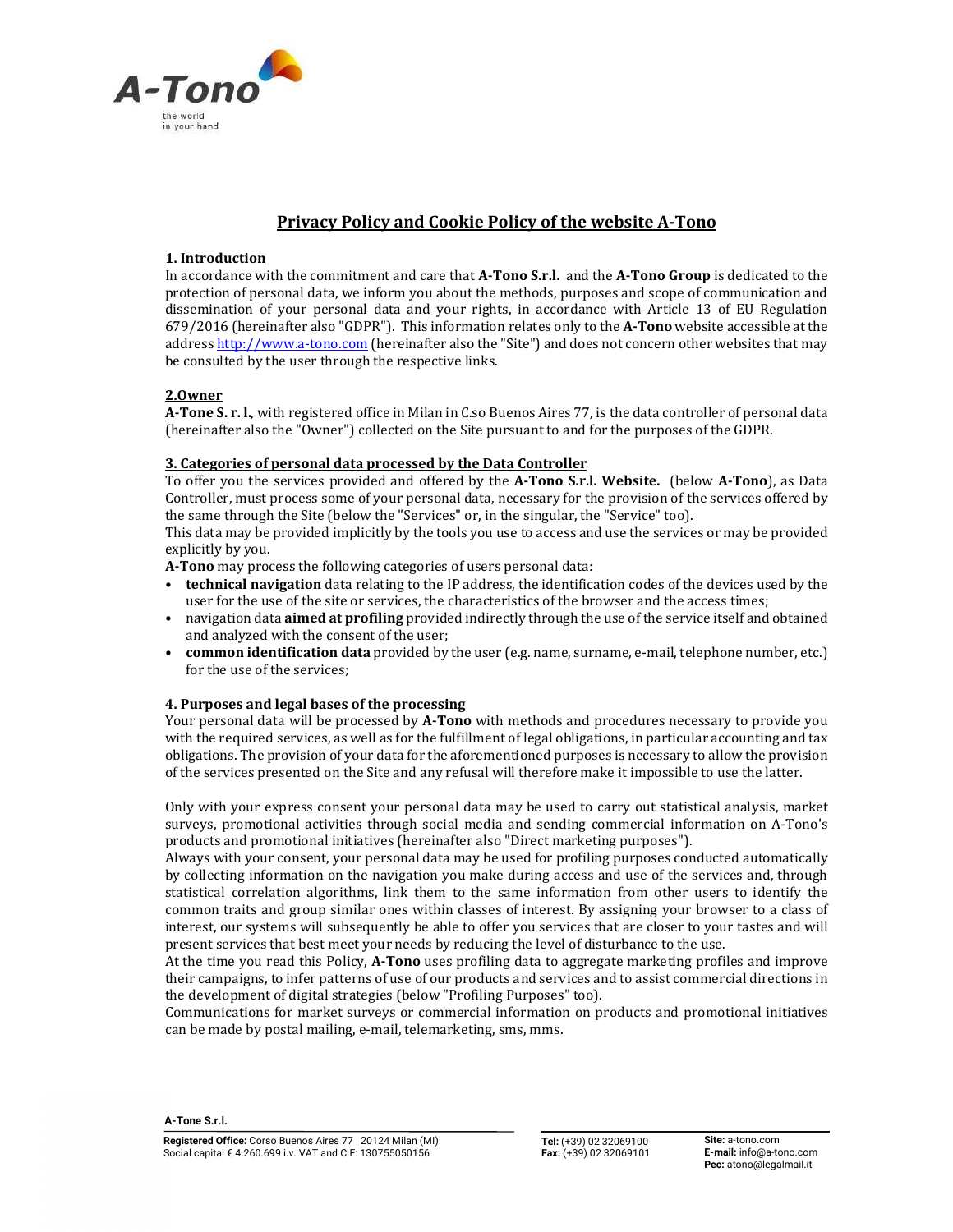# Privacy Policy and Cookie Policy of the website A-Tono

## 1. Introduction

In accordance with the commitment and care that **A-Tono S.r.l.** and the **A-Tono Group** is dedicated to the protection of personal data, we inform you about the methods, purposes and scope of communication and dissemination of your personal data and your rights, in accordance with Article 13 of EU Regulation 679/2016 (hereinafter also "GDPR"). This information relates only to the **A-Tono** website accessible at the address [http://www.a-tono.com](http://www.a-tono.com) (hereinafter also the "Site") and does not concern other websites that may be consulted by the user through the respective links.

## 2.Owner

**A-Tone S. r. l.**, with registered office in Milan in C.so Buenos Aires 77, is the data controller of personal data (hereinafter also the "Owner") collected on the Site pursuant to and for the purposes of the GDPR.

## 3. Categories of personal data processed by the Data Controller

To offer you the services provided and offered by the **A-Tono S.r.l. Website.** (below **A-Tono**), as Data Controller, must process some of your personal data, necessary for the provision of the services offered by the same through the Site (below the "Services" or, in the singular, the "Service" too).

This data may be provided implicitly by the tools you use to access and use the services or may be provided explicitly by you.

**A-Tono** may process the following categories of users personal data:

- **technical navigation** data relating to the IP address, the identification codes of the devices used by the user for the use of the site or services, the characteristics of the browser and the access times;
- navigation data **aimed at profiling** provided indirectly through the use of the service itself and obtained and analyzed with the consent of the user;
- **common identification data** provided by the user (e.g. name, surname, e-mail, telephone number, etc.) for the use of the services;

## 4. Purposes and legal bases of the processing

Your personal data will be processed by **A-Tono** with methods and procedures necessary to provide you with the required services, as well as for the fulfillment of legal obligations, in particular accounting and tax obligations. The provision of your data for the aforementioned purposes is necessary to allow the provision of the services presented on the Site and any refusal will therefore make it impossible to use the latter.

Only with your express consent your personal data may be used to carry out statistical analysis, market surveys, promotional activities through social media and sending commercial information on A-Tono's products and promotional initiatives (hereinafter also "Direct marketing purposes").

Always with your consent, your personal data may be used for profiling purposes conducted automatically by collecting information on the navigation you make during access and use of the services and, through statistical correlation algorithms, link them to the same information from other users to identify the common traits and group similar ones within classes of interest. By assigning your browser to a class of interest, our systems will subsequently be able to offer you services that are closer to your tastes and will present services that best meet your needs by reducing the level of disturbance to the use.

At the time you read this Policy, **A-Tono** uses profiling data to aggregate marketing profiles and improve their campaigns, to infer patterns of use of our products and services and to assist commercial directions in the development of digital strategies (below "Profiling Purposes" too).

Communications for market surveys or commercial information on products and promotional initiatives can be made by postal mailing, e-mail, telemarketing, sms, mms.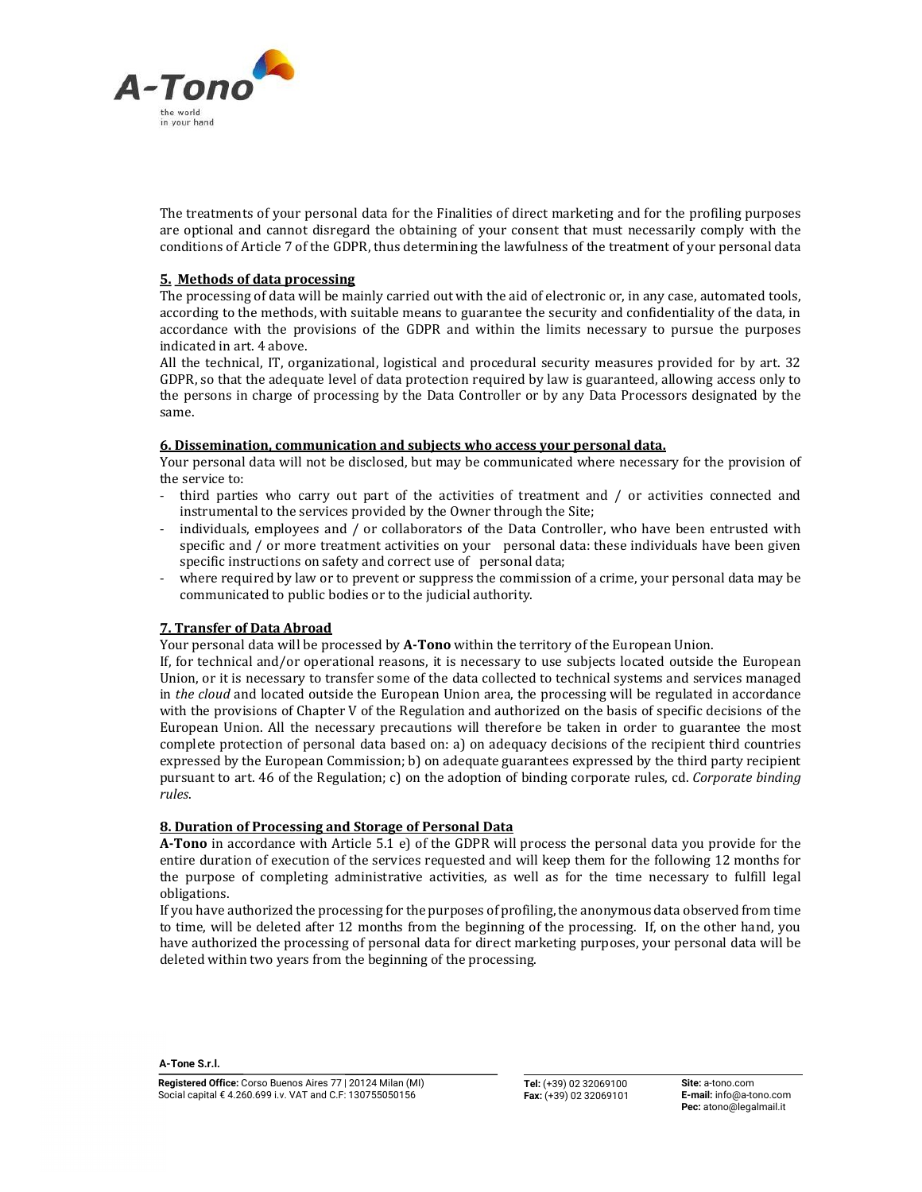The treatments of your personal data for the Finalities of direct marketing and for the profiling purposes are optional and cannot disregard the obtaining of your consent that must necessarily comply with the conditions of Article 7 of the GDPR, thus determining the lawfulness of the treatment of your personal data

## 5. Methods of data processing

The processing of data will be mainly carried out with the aid of electronic or, in any case, automated tools, according to the methods, with suitable means to guarantee the security and confidentiality of the data, in accordance with the provisions of the GDPR and within the limits necessary to pursue the purposes indicated in art. 4 above.

All the technical, IT, organizational, logistical and procedural security measures provided for by art. 32 GDPR, so that the adequate level of data protection required by law is guaranteed, allowing access only to the persons in charge of processing by the Data Controller or by any Data Processors designated by the same.

## 6. Dissemination, communication and subjects who access your personal data.

Your personal data will not be disclosed, but may be communicated where necessary for the provision of the service to:

- third parties who carry out part of the activities of treatment and / or activities connected and instrumental to the services provided by the Owner through the Site;
- individuals, employees and / or collaborators of the Data Controller, who have been entrusted with specific and / or more treatment activities on your personal data: these individuals have been given specific instructions on safety and correct use of personal data;
- where required by law or to prevent or suppress the commission of a crime, your personal data may be communicated to public bodies or to the judicial authority.

## 7. Transfer of Data Abroad

Your personal data will be processed by **A-Tono** within the territory of the European Union.

If, for technical and/or operational reasons, it is necessary to use subjects located outside the European Union, or it is necessary to transfer some of the data collected to technical systems and services managed in *the cloud* and located outside the European Union area, the processing will be regulated in accordance with the provisions of Chapter V of the Regulation and authorized on the basis of specific decisions of the European Union. All the necessary precautions will therefore be taken in order to guarantee the most complete protection of personal data based on: a) on adequacy decisions of the recipient third countries expressed by the European Commission; b) on adequate guarantees expressed by the third party recipient pursuant to art. 46 of the Regulation; c) on the adoption of binding corporate rules, cd. *Corporate binding rules*.

## 8. Duration of Processing and Storage of Personal Data

**A-Tono** in accordance with Article 5.1 e) of the GDPR will process the personal data you provide for the entire duration of execution of the services requested and will keep them for the following 12 months for the purpose of completing administrative activities, as well as for the time necessary to fulfill legal obligations.

If you have authorized the processing for the purposes of profiling, the anonymous data observed from time to time, will be deleted after 12 months from the beginning of the processing. If, on the other hand, you have authorized the processing of personal data for direct marketing purposes, your personal data will be deleted within two years from the beginning of the processing.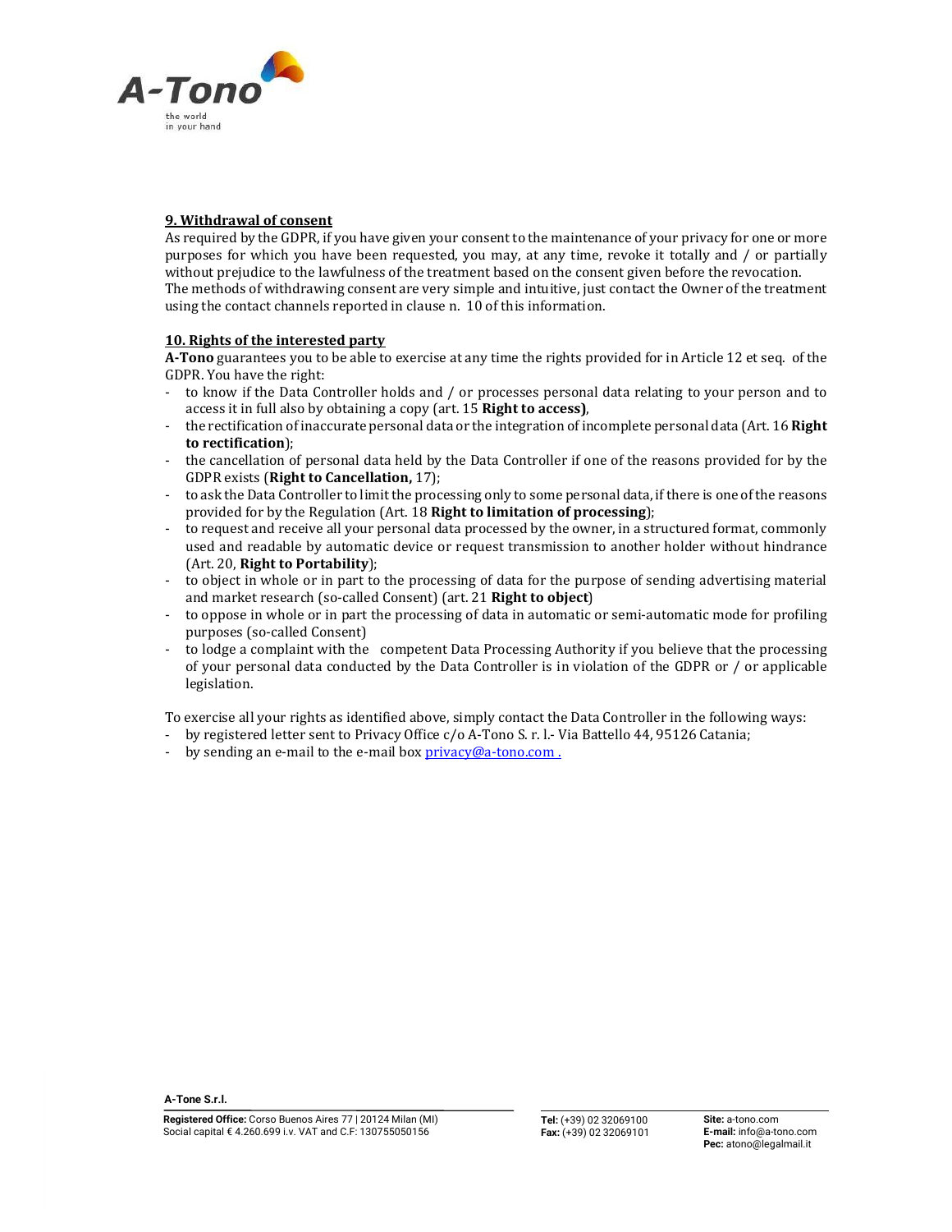## 9. Withdrawal of consent

As required by the GDPR, if you have given your consent to the maintenance of your privacy for one or more purposes for which you have been requested, you may, at any time, revoke it totally and / or partially without prejudice to the lawfulness of the treatment based on the consent given before the revocation. The methods of withdrawing consent are very simple and intuitive, just contact the Owner of the treatment using the contact channels reported in clause n. 10 of this information.

## 10. Rights of the interested party

**A-Tono** guarantees you to be able to exercise at any time the rights provided for in Article 12 et seq. of the GDPR. You have the right:

- to know if the Data Controller holds and / or processes personal data relating to your person and to access it in full also by obtaining a copy (art. 15 **Right to access)**,
- the rectification of inaccurate personal data or the integration of incomplete personal data (Art. 16 **Right to rectification**);
- the cancellation of personal data held by the Data Controller if one of the reasons provided for by the GDPR exists (**Right to Cancellation,** 17);
- to ask the Data Controller to limit the processing only to some personal data, if there is one of the reasons provided for by the Regulation (Art. 18 **Right to limitation of processing**);
- to request and receive all your personal data processed by the owner, in a structured format, commonly used and readable by automatic device or request transmission to another holder without hindrance (Art. 20, **Right to Portability**);
- to object in whole or in part to the processing of data for the purpose of sending advertising material and market research (so-called Consent) (art. 21 **Right to object**)
- to oppose in whole or in part the processing of data in automatic or semi-automatic mode for profiling purposes (so-called Consent)
- to lodge a complaint with the competent Data Processing Authority if you believe that the processing of your personal data conducted by the Data Controller is in violation of the GDPR or / or applicable legislation.

To exercise all your rights as identified above, simply contact the Data Controller in the following ways:

- by registered letter sent to Privacy Office c/o A-Tono S. r. l.- Via Battello 44, 95126 Catania;
- by sending an e-mail to the e-mail box privacy@a-tono.com .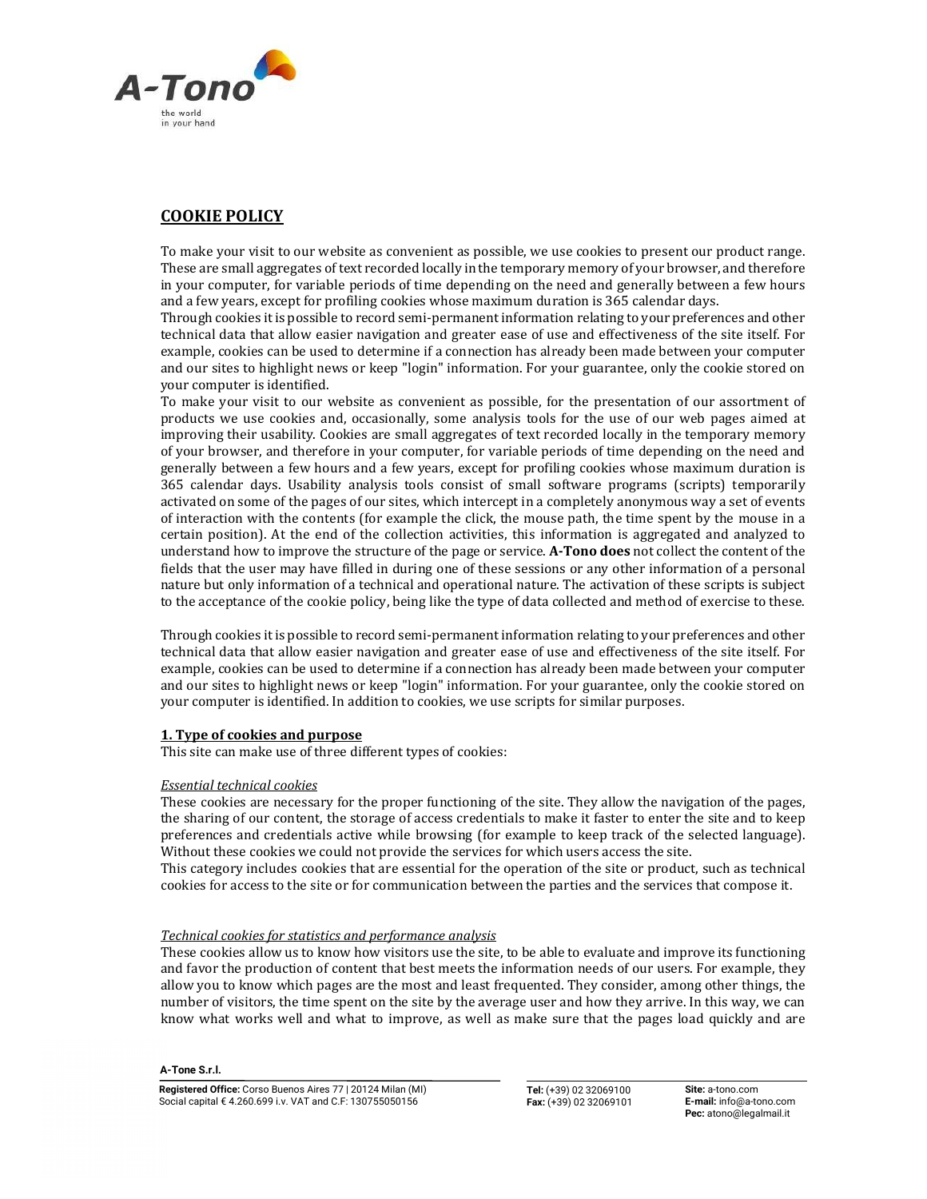## COOKIE POLICY

To make your visit to our website as convenient as possible, we use cookies to present our product range. These are small aggregates of text recorded locally in the temporary memory of your browser, and therefore in your computer, for variable periods of time depending on the need and generally between a few hours and a few years, except for profiling cookies whose maximum duration is 365 calendar days.
Through cookies it is possible to record semi-permanent information relating to your preferences and other technical data that allow easier navigation and greater ease of use and effectiveness of the site itself. For example, cookies can be used to determine if a connection has already been made between your computer and our sites to highlight news or keep "login" information. For your guarantee, only the cookie stored on your computer is identified.
To make your visit to our website as convenient as possible, for the presentation of our assortment of products we use cookies and, occasionally, some analysis tools for the use of our web pages aimed at improving their usability. Cookies are small aggregates of text recorded locally in the temporary memory of your browser, and therefore in your computer, for variable periods of time depending on the need and generally between a few hours and a few years, except for profiling cookies whose maximum duration is 365 calendar days. Usability analysis tools consist of small software programs (scripts) temporarily activated on some of the pages of our sites, which intercept in a completely anonymous way a set of events of interaction with the contents (for example the click, the mouse path, the time spent by the mouse in a certain position). At the end of the collection activities, this information is aggregated and analyzed to understand how to improve the structure of the page or service. **A-Tono does** not collect the content of the fields that the user may have filled in during one of these sessions or any other information of a personal nature but only information of a technical and operational nature. The activation of these scripts is subject to the acceptance of the cookie policy, being like the type of data collected and method of exercise to these.

Through cookies it is possible to record semi-permanent information relating to your preferences and other technical data that allow easier navigation and greater ease of use and effectiveness of the site itself. For example, cookies can be used to determine if a connection has already been made between your computer and our sites to highlight news or keep "login" information. For your guarantee, only the cookie stored on your computer is identified. In addition to cookies, we use scripts for similar purposes.

### 1. Type of cookies and purpose

This site can make use of three different types of cookies:

*Essential technical cookies*

These cookies are necessary for the proper functioning of the site. They allow the navigation of the pages, the sharing of our content, the storage of access credentials to make it faster to enter the site and to keep preferences and credentials active while browsing (for example to keep track of the selected language). Without these cookies we could not provide the services for which users access the site.
This category includes cookies that are essential for the operation of the site or product, such as technical cookies for access to the site or for communication between the parties and the services that compose it.

*Technical cookies for statistics and performance analysis*

These cookies allow us to know how visitors use the site, to be able to evaluate and improve its functioning and favor the production of content that best meets the information needs of our users. For example, they allow you to know which pages are the most and least frequented. They consider, among other things, the number of visitors, the time spent on the site by the average user and how they arrive. In this way, we can know what works well and what to improve, as well as make sure that the pages load quickly and are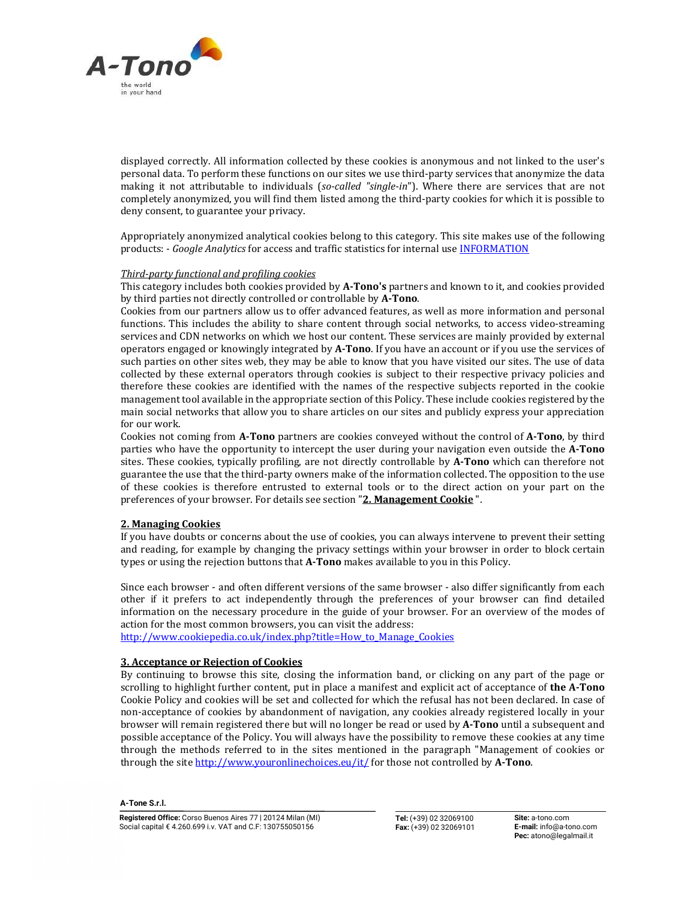displayed correctly. All information collected by these cookies is anonymous and not linked to the user's personal data. To perform these functions on our sites we use third-party services that anonymize the data making it not attributable to individuals (*so-called "single-in*"). Where there are services that are not completely anonymized, you will find them listed among the third-party cookies for which it is possible to deny consent, to guarantee your privacy.

Appropriately anonymized analytical cookies belong to this category. This site makes use of the following products: - *Google Analytics* for access and traffic statistics for internal use INFORMATION

*Third-party functional and profiling cookies*

This category includes both cookies provided by **A-Tono's** partners and known to it, and cookies provided by third parties not directly controlled or controllable by **A-Tono**.

Cookies from our partners allow us to offer advanced features, as well as more information and personal functions. This includes the ability to share content through social networks, to access video-streaming services and CDN networks on which we host our content. These services are mainly provided by external operators engaged or knowingly integrated by **A-Tono**. If you have an account or if you use the services of such parties on other sites web, they may be able to know that you have visited our sites. The use of data collected by these external operators through cookies is subject to their respective privacy policies and therefore these cookies are identified with the names of the respective subjects reported in the cookie management tool available in the appropriate section of this Policy. These include cookies registered by the main social networks that allow you to share articles on our sites and publicly express your appreciation for our work.

Cookies not coming from **A-Tono** partners are cookies conveyed without the control of **A-Tono**, by third parties who have the opportunity to intercept the user during your navigation even outside the **A-Tono** sites. These cookies, typically profiling, are not directly controllable by **A-Tono** which can therefore not guarantee the use that the third-party owners make of the information collected. The opposition to the use of these cookies is therefore entrusted to external tools or to the direct action on your part on the preferences of your browser. For details see section "**2. Management Cookie** ".

## 2. Managing Cookies

If you have doubts or concerns about the use of cookies, you can always intervene to prevent their setting and reading, for example by changing the privacy settings within your browser in order to block certain types or using the rejection buttons that **A-Tono** makes available to you in this Policy.

Since each browser - and often different versions of the same browser - also differ significantly from each other if it prefers to act independently through the preferences of your browser can find detailed information on the necessary procedure in the guide of your browser. For an overview of the modes of action for the most common browsers, you can visit the address:
http://www.cookiepedia.co.uk/index.php?title=How_to_Manage_Cookies

## 3. Acceptance or Rejection of Cookies

By continuing to browse this site, closing the information band, or clicking on any part of the page or scrolling to highlight further content, put in place a manifest and explicit act of acceptance of **the A-Tono** Cookie Policy and cookies will be set and collected for which the refusal has not been declared. In case of non-acceptance of cookies by abandonment of navigation, any cookies already registered locally in your browser will remain registered there but will no longer be read or used by **A-Tono** until a subsequent and possible acceptance of the Policy. You will always have the possibility to remove these cookies at any time through the methods referred to in the sites mentioned in the paragraph "Management of cookies or through the site http://www.youronlinechoices.eu/it/ for those not controlled by **A-Tono**.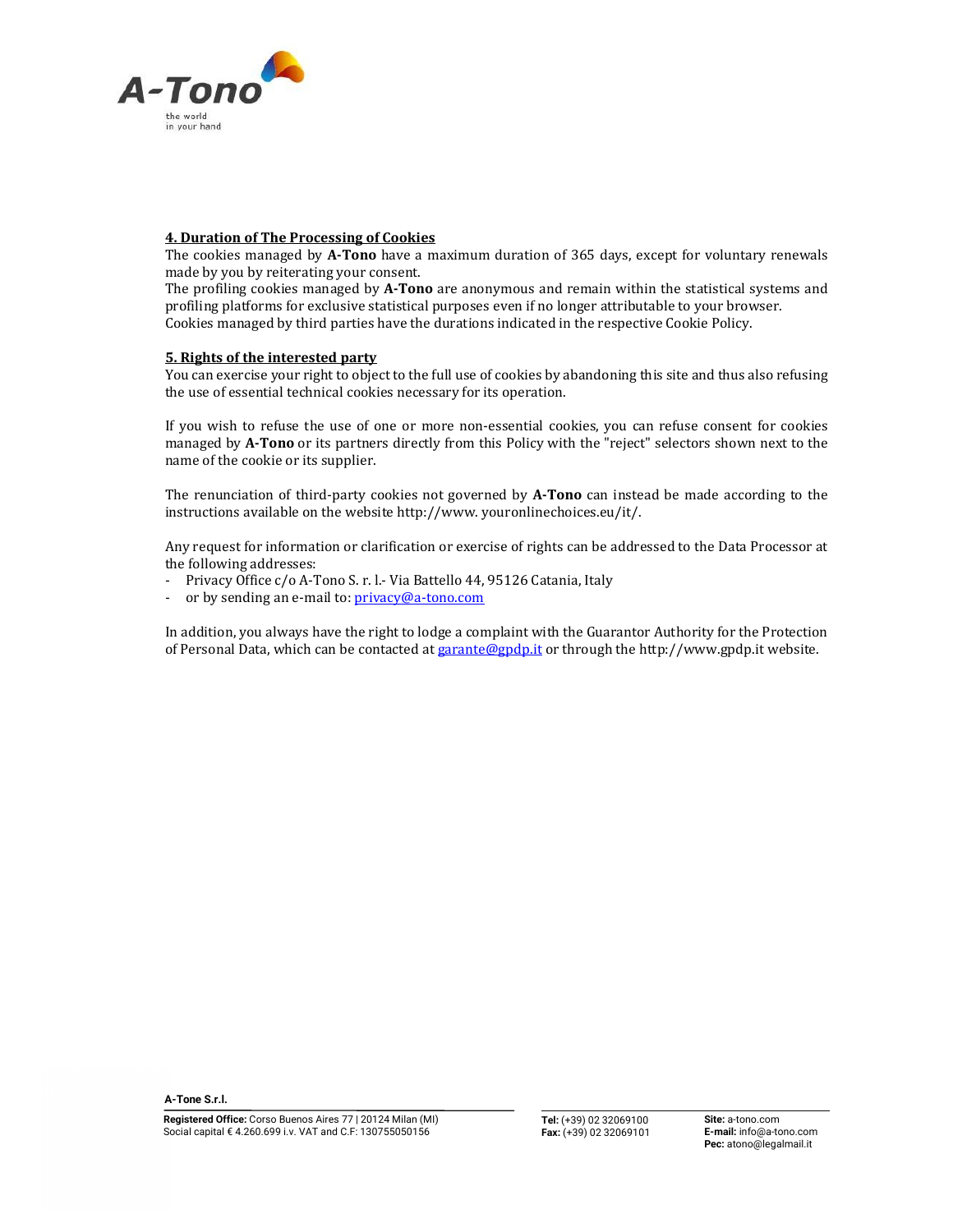## 4. Duration of The Processing of Cookies

The cookies managed by **A-Tono** have a maximum duration of 365 days, except for voluntary renewals made by you by reiterating your consent.
The profiling cookies managed by **A-Tono** are anonymous and remain within the statistical systems and profiling platforms for exclusive statistical purposes even if no longer attributable to your browser.
Cookies managed by third parties have the durations indicated in the respective Cookie Policy.

## 5. Rights of the interested party

You can exercise your right to object to the full use of cookies by abandoning this site and thus also refusing the use of essential technical cookies necessary for its operation.

If you wish to refuse the use of one or more non-essential cookies, you can refuse consent for cookies managed by **A-Tono** or its partners directly from this Policy with the "reject" selectors shown next to the name of the cookie or its supplier.

The renunciation of third-party cookies not governed by **A-Tono** can instead be made according to the instructions available on the website http://www. youronlinechoices.eu/it/.

Any request for information or clarification or exercise of rights can be addressed to the Data Processor at the following addresses:

- Privacy Office c/o A-Tono S. r. l.- Via Battello 44, 95126 Catania, Italy
- or by sending an e-mail to: privacy@a-tono.com

In addition, you always have the right to lodge a complaint with the Guarantor Authority for the Protection of Personal Data, which can be contacted at garante@gpdp.it or through the http://www.gpdp.it website.